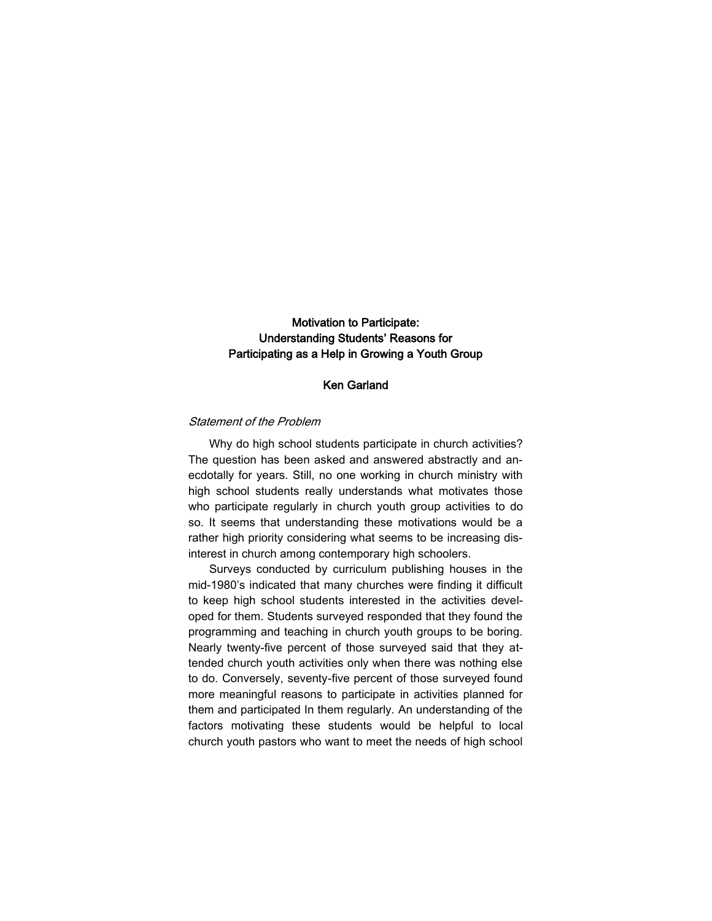# Motivation to Participate: Understanding Students' Reasons for Participating as a Help in Growing a Youth Group

**Ken Garland**

### *Statement of the Problem*

Why do high school students participate in church activities? The question has been asked and answered abstractly and anecdotally for years. Still, no one working in church ministry with high school students really understands what motivates those who participate regularly in church youth group activities to do so. It seems that understanding these motivations would be a rather high priority considering what seems to be increasing disinterest in church among contemporary high schoolers.

Surveys conducted by curriculum publishing houses in the mid-1980's indicated that many churches were finding it difficult to keep high school students interested in the activities developed for them. Students surveyed responded that they found the programming and teaching in church youth groups to be boring. Nearly twenty-five percent of those surveyed said that they attended church youth activities only when there was nothing else to do. Conversely, seventy-five percent of those surveyed found more meaningful reasons to participate in activities planned for them and participated In them regularly. An understanding of the factors motivating these students would be helpful to local church youth pastors who want to meet the needs of high school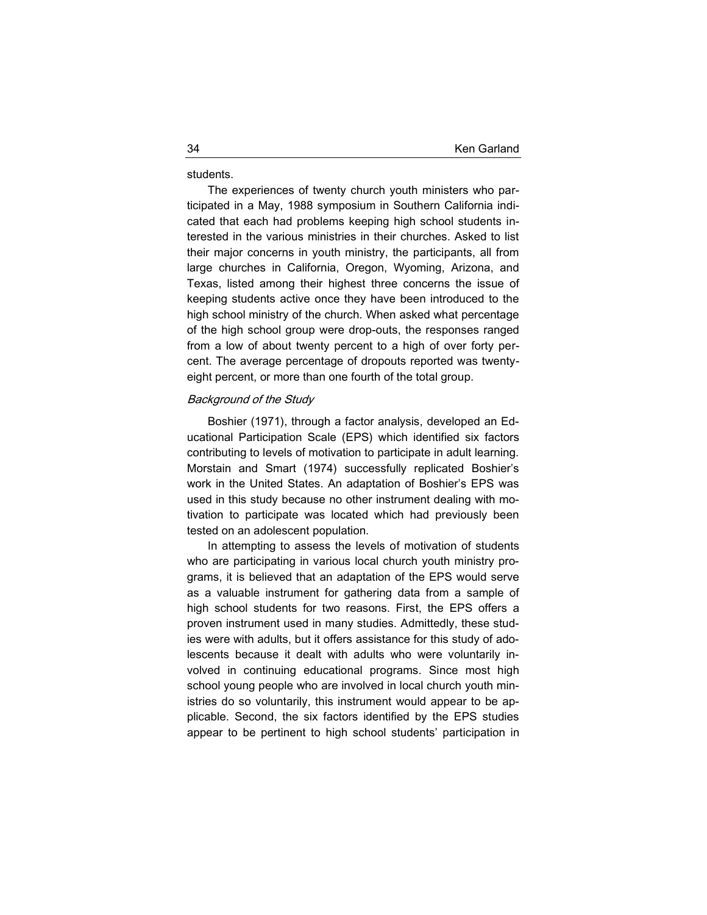students.

The experiences of twenty church youth ministers who participated in a May, 1988 symposium in Southern California indicated that each had problems keeping high school students interested in the various ministries in their churches. Asked to list their major concerns in youth ministry, the participants, all from large churches in California, Oregon, Wyoming, Arizona, and Texas, listed among their highest three concerns the issue of keeping students active once they have been introduced to the high school ministry of the church. When asked what percentage of the high school group were drop-outs, the responses ranged from a low of about twenty percent to a high of over forty percent. The average percentage of dropouts reported was twenty-eight percent, or more than one fourth of the total group.

### *Background of the Study*

Boshier (1971), through a factor analysis, developed an Educational Participation Scale (EPS) which identified six factors contributing to levels of motivation to participate in adult learning. Morstain and Smart (1974) successfully replicated Boshier's work in the United States. An adaptation of Boshier's EPS was used in this study because no other instrument dealing with motivation to participate was located which had previously been tested on an adolescent population.

In attempting to assess the levels of motivation of students who are participating in various local church youth ministry programs, it is believed that an adaptation of the EPS would serve as a valuable instrument for gathering data from a sample of high school students for two reasons. First, the EPS offers a proven instrument used in many studies. Admittedly, these studies were with adults, but it offers assistance for this study of adolescents because it dealt with adults who were voluntarily involved in continuing educational programs. Since most high school young people who are involved in local church youth ministries do so voluntarily, this instrument would appear to be applicable. Second, the six factors identified by the EPS studies appear to be pertinent to high school students' participation in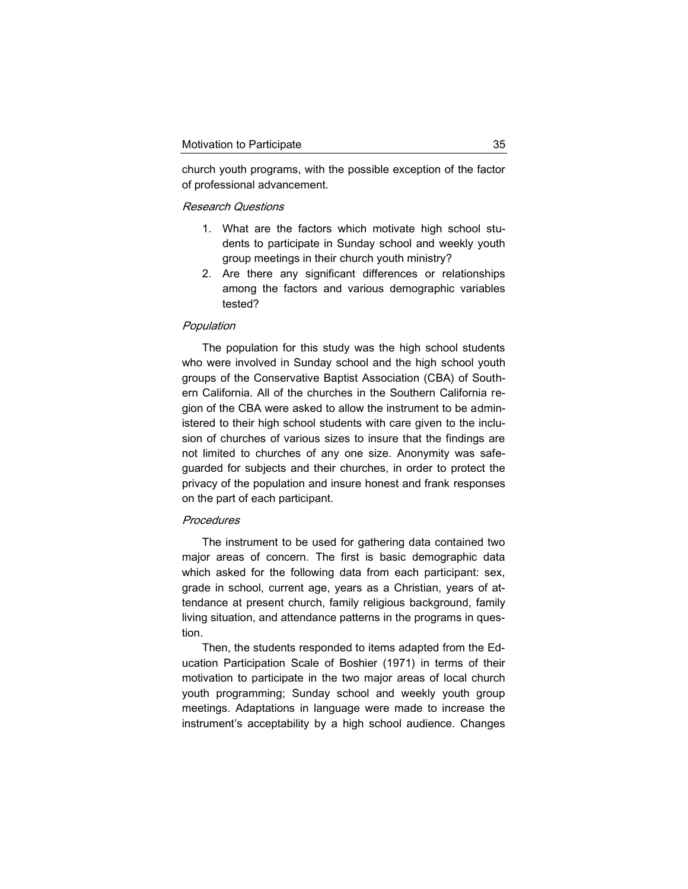church youth programs, with the possible exception of the factor of professional advancement.

### *Research Questions*

1. What are the factors which motivate high school students to participate in Sunday school and weekly youth group meetings in their church youth ministry?
2. Are there any significant differences or relationships among the factors and various demographic variables tested?

### *Population*

The population for this study was the high school students who were involved in Sunday school and the high school youth groups of the Conservative Baptist Association (CBA) of Southern California. All of the churches in the Southern California region of the CBA were asked to allow the instrument to be administered to their high school students with care given to the inclusion of churches of various sizes to insure that the findings are not limited to churches of any one size. Anonymity was safeguarded for subjects and their churches, in order to protect the privacy of the population and insure honest and frank responses on the part of each participant.

### *Procedures*

The instrument to be used for gathering data contained two major areas of concern. The first is basic demographic data which asked for the following data from each participant: sex, grade in school, current age, years as a Christian, years of attendance at present church, family religious background, family living situation, and attendance patterns in the programs in question.

Then, the students responded to items adapted from the Education Participation Scale of Boshier (1971) in terms of their motivation to participate in the two major areas of local church youth programming; Sunday school and weekly youth group meetings. Adaptations in language were made to increase the instrument's acceptability by a high school audience. Changes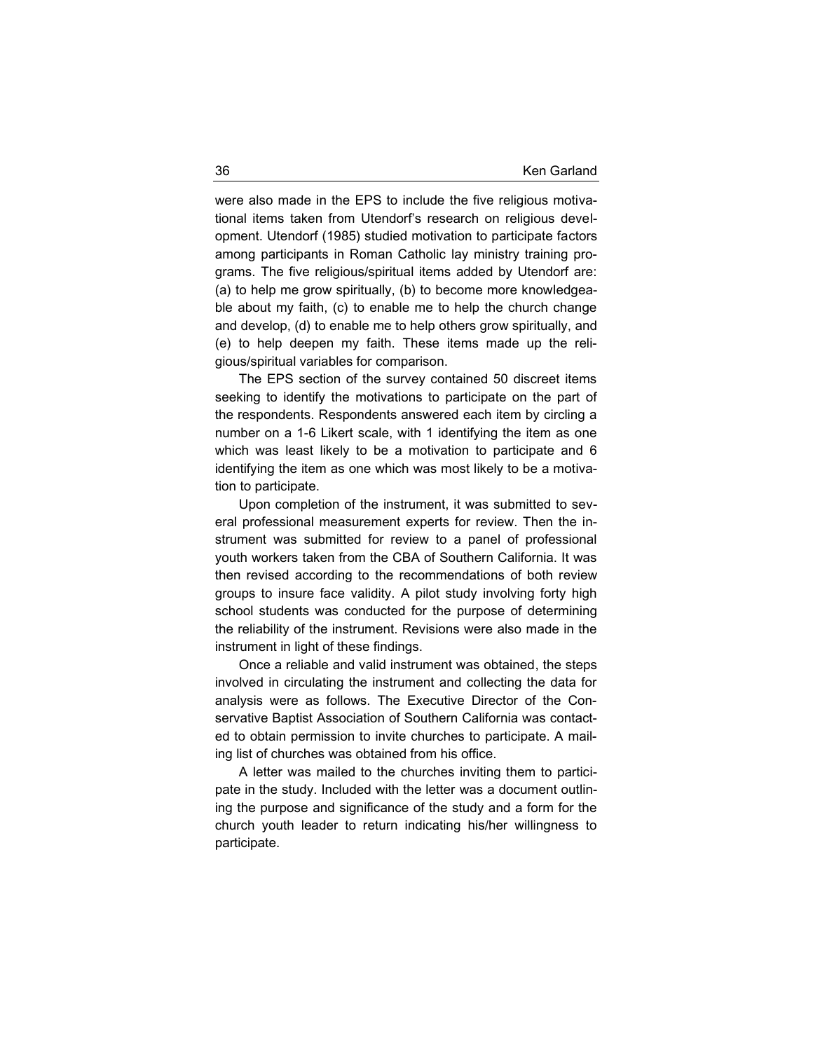were also made in the EPS to include the five religious motivational items taken from Utendorf's research on religious development. Utendorf (1985) studied motivation to participate factors among participants in Roman Catholic lay ministry training programs. The five religious/spiritual items added by Utendorf are: (a) to help me grow spiritually, (b) to become more knowledgeable about my faith, (c) to enable me to help the church change and develop, (d) to enable me to help others grow spiritually, and (e) to help deepen my faith. These items made up the religious/spiritual variables for comparison.

The EPS section of the survey contained 50 discreet items seeking to identify the motivations to participate on the part of the respondents. Respondents answered each item by circling a number on a 1-6 Likert scale, with 1 identifying the item as one which was least likely to be a motivation to participate and 6 identifying the item as one which was most likely to be a motivation to participate.

Upon completion of the instrument, it was submitted to several professional measurement experts for review. Then the instrument was submitted for review to a panel of professional youth workers taken from the CBA of Southern California. It was then revised according to the recommendations of both review groups to insure face validity. A pilot study involving forty high school students was conducted for the purpose of determining the reliability of the instrument. Revisions were also made in the instrument in light of these findings.

Once a reliable and valid instrument was obtained, the steps involved in circulating the instrument and collecting the data for analysis were as follows. The Executive Director of the Conservative Baptist Association of Southern California was contacted to obtain permission to invite churches to participate. A mailing list of churches was obtained from his office.

A letter was mailed to the churches inviting them to participate in the study. Included with the letter was a document outlining the purpose and significance of the study and a form for the church youth leader to return indicating his/her willingness to participate.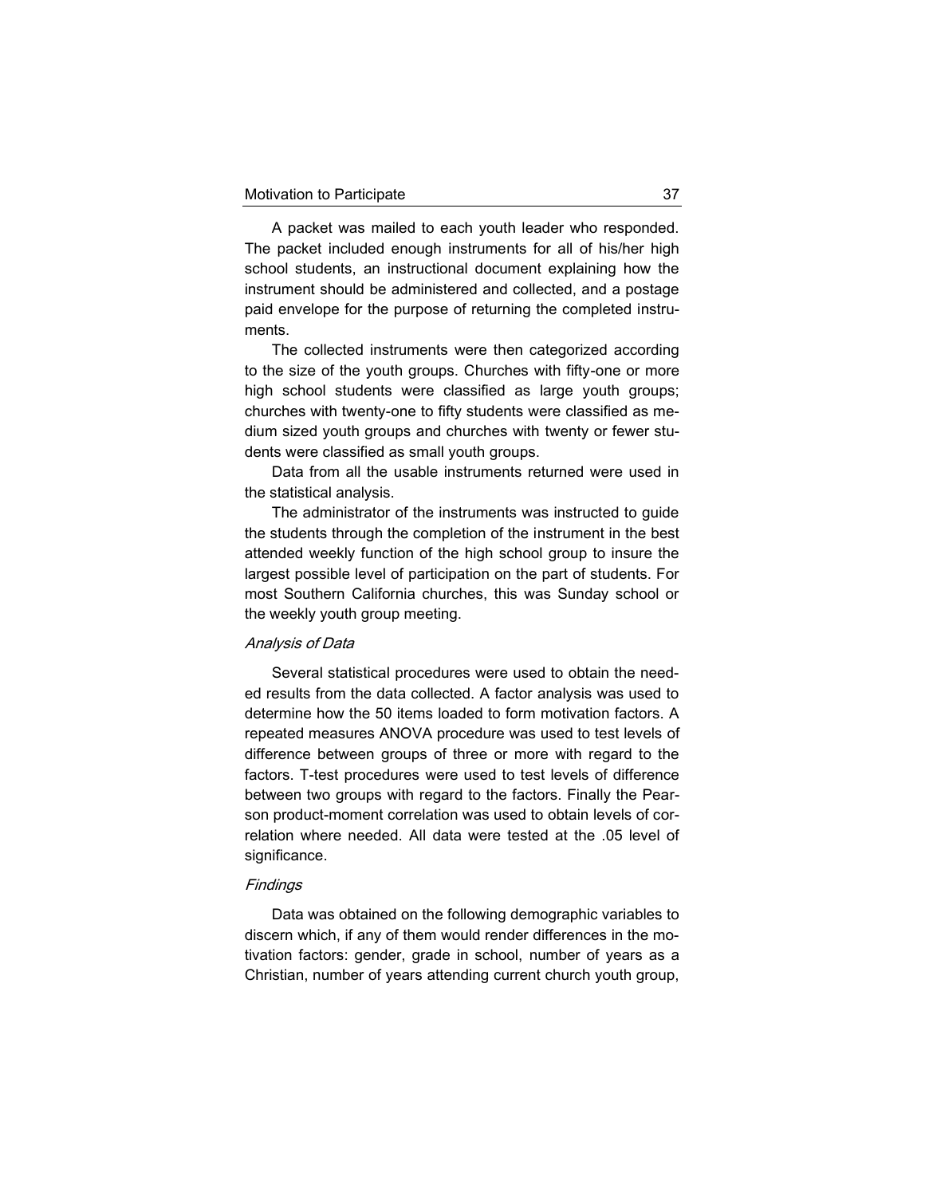A packet was mailed to each youth leader who responded. The packet included enough instruments for all of his/her high school students, an instructional document explaining how the instrument should be administered and collected, and a postage paid envelope for the purpose of returning the completed instruments.

The collected instruments were then categorized according to the size of the youth groups. Churches with fifty-one or more high school students were classified as large youth groups; churches with twenty-one to fifty students were classified as medium sized youth groups and churches with twenty or fewer students were classified as small youth groups.

Data from all the usable instruments returned were used in the statistical analysis.

The administrator of the instruments was instructed to guide the students through the completion of the instrument in the best attended weekly function of the high school group to insure the largest possible level of participation on the part of students. For most Southern California churches, this was Sunday school or the weekly youth group meeting.

### *Analysis of Data*

Several statistical procedures were used to obtain the needed results from the data collected. A factor analysis was used to determine how the 50 items loaded to form motivation factors. A repeated measures ANOVA procedure was used to test levels of difference between groups of three or more with regard to the factors. T-test procedures were used to test levels of difference between two groups with regard to the factors. Finally the Pearson product-moment correlation was used to obtain levels of correlation where needed. All data were tested at the .05 level of significance.

### *Findings*

Data was obtained on the following demographic variables to discern which, if any of them would render differences in the motivation factors: gender, grade in school, number of years as a Christian, number of years attending current church youth group,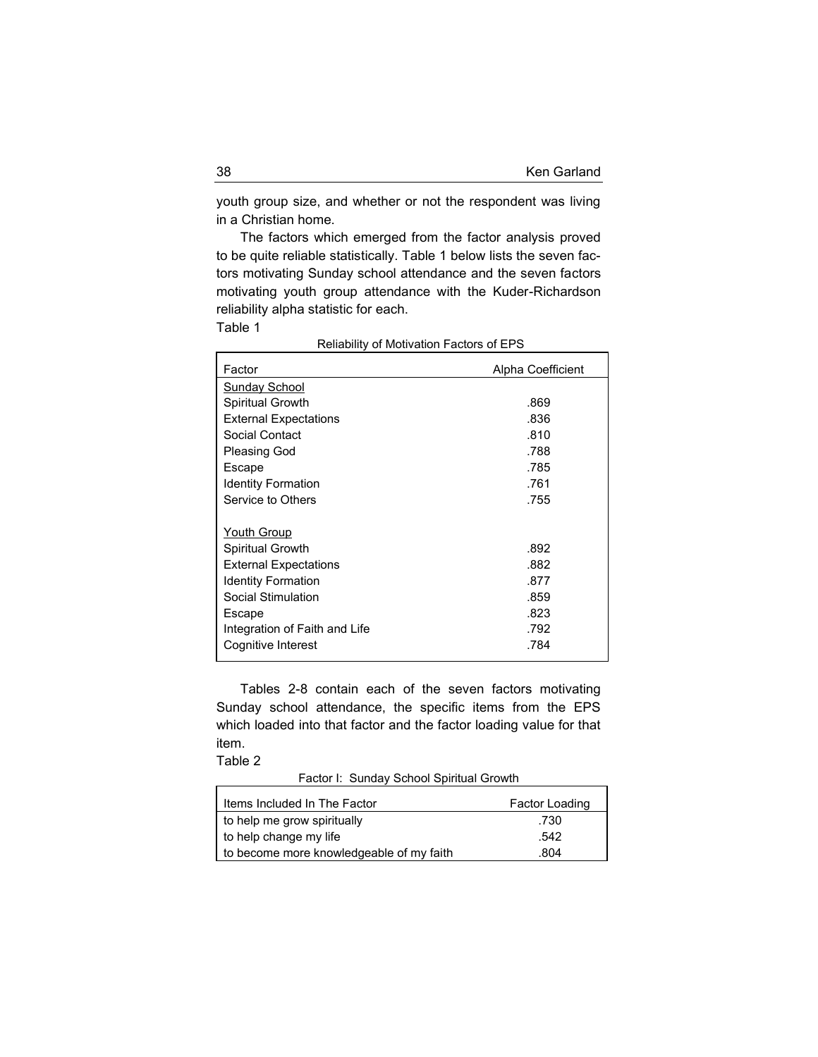youth group size, and whether or not the respondent was living in a Christian home.

The factors which emerged from the factor analysis proved to be quite reliable statistically. Table 1 below lists the seven factors motivating Sunday school attendance and the seven factors motivating youth group attendance with the Kuder-Richardson reliability alpha statistic for each.

Table 1

Reliability of Motivation Factors of EPS

| Factor | Alpha Coefficient |
|---|---|
| Sunday School | |
| Spiritual Growth | .869 |
| External Expectations | .836 |
| Social Contact | .810 |
| Pleasing God | .788 |
| Escape | .785 |
| Identity Formation | .761 |
| Service to Others | .755 |
| | |
| Youth Group | |
| Spiritual Growth | .892 |
| External Expectations | .882 |
| Identity Formation | .877 |
| Social Stimulation | .859 |
| Escape | .823 |
| Integration of Faith and Life | .792 |
| Cognitive Interest | .784 |

Tables 2-8 contain each of the seven factors motivating Sunday school attendance, the specific items from the EPS which loaded into that factor and the factor loading value for that item.

Table 2

Factor I: Sunday School Spiritual Growth

| Items Included In The Factor | Factor Loading |
|---|---|
| to help me grow spiritually | .730 |
| to help change my life | .542 |
| to become more knowledgeable of my faith | .804 |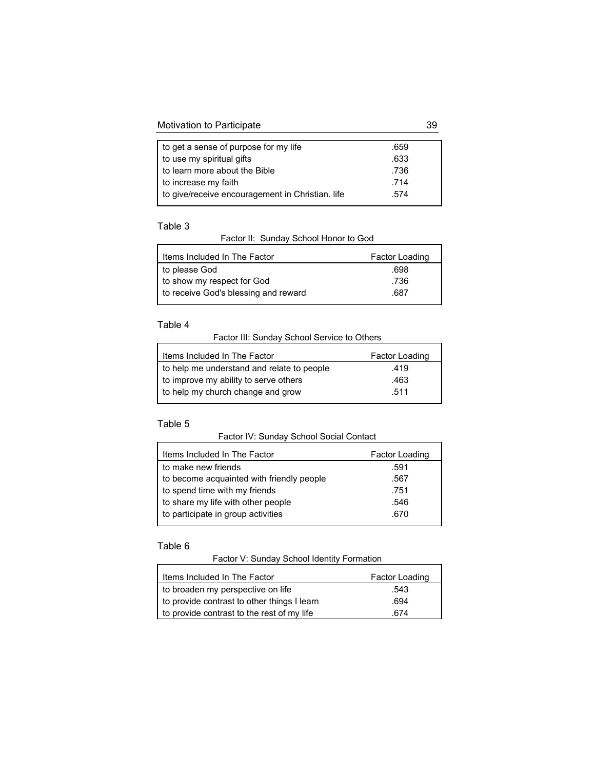| | |
|---|---|
| to get a sense of purpose for my life | .659 |
| to use my spiritual gifts | .633 |
| to learn more about the Bible | .736 |
| to increase my faith | .714 |
| to give/receive encouragement in Christian. life | .574 |

Table 3

Factor II: Sunday School Honor to God

| Items Included In The Factor | Factor Loading |
|---|---|
| to please God | .698 |
| to show my respect for God | .736 |
| to receive God's blessing and reward | .687 |

Table 4

Factor III: Sunday School Service to Others

| Items Included In The Factor | Factor Loading |
|---|---|
| to help me understand and relate to people | .419 |
| to improve my ability to serve others | .463 |
| to help my church change and grow | .511 |

Table 5

Factor IV: Sunday School Social Contact

| Items Included In The Factor | Factor Loading |
|---|---|
| to make new friends | .591 |
| to become acquainted with friendly people | .567 |
| to spend time with my friends | .751 |
| to share my life with other people | .546 |
| to participate in group activities | .670 |

Table 6

Factor V: Sunday School Identity Formation

| Items Included In The Factor | Factor Loading |
|---|---|
| to broaden my perspective on life | .543 |
| to provide contrast to other things I learn | .694 |
| to provide contrast to the rest of my life | .674 |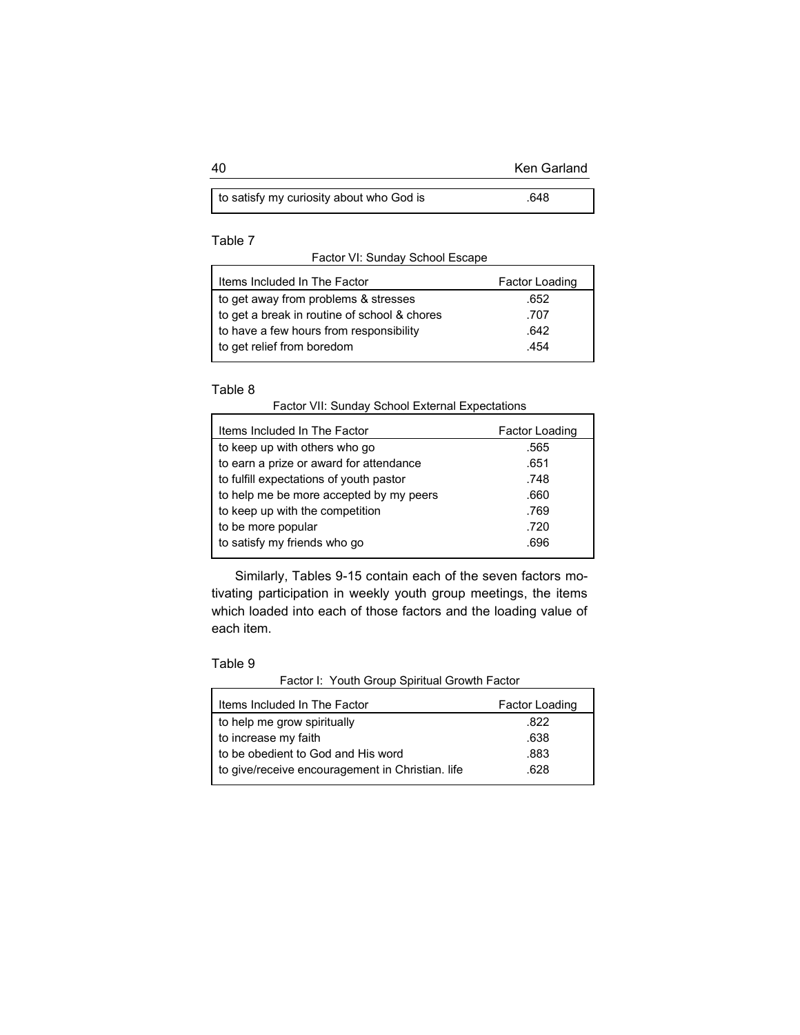| to satisfy my curiosity about who God is | .648 |
|---|---|

Table 7

Factor VI: Sunday School Escape

| Items Included In The Factor | Factor Loading |
|---|---|
| to get away from problems & stresses | .652 |
| to get a break in routine of school & chores | .707 |
| to have a few hours from responsibility | .642 |
| to get relief from boredom | .454 |

Table 8

Factor VII: Sunday School External Expectations

| Items Included In The Factor | Factor Loading |
|---|---|
| to keep up with others who go | .565 |
| to earn a prize or award for attendance | .651 |
| to fulfill expectations of youth pastor | .748 |
| to help me be more accepted by my peers | .660 |
| to keep up with the competition | .769 |
| to be more popular | .720 |
| to satisfy my friends who go | .696 |

Similarly, Tables 9-15 contain each of the seven factors motivating participation in weekly youth group meetings, the items which loaded into each of those factors and the loading value of each item.

Table 9

Factor I: Youth Group Spiritual Growth Factor

| Items Included In The Factor | Factor Loading |
|---|---|
| to help me grow spiritually | .822 |
| to increase my faith | .638 |
| to be obedient to God and His word | .883 |
| to give/receive encouragement in Christian. life | .628 |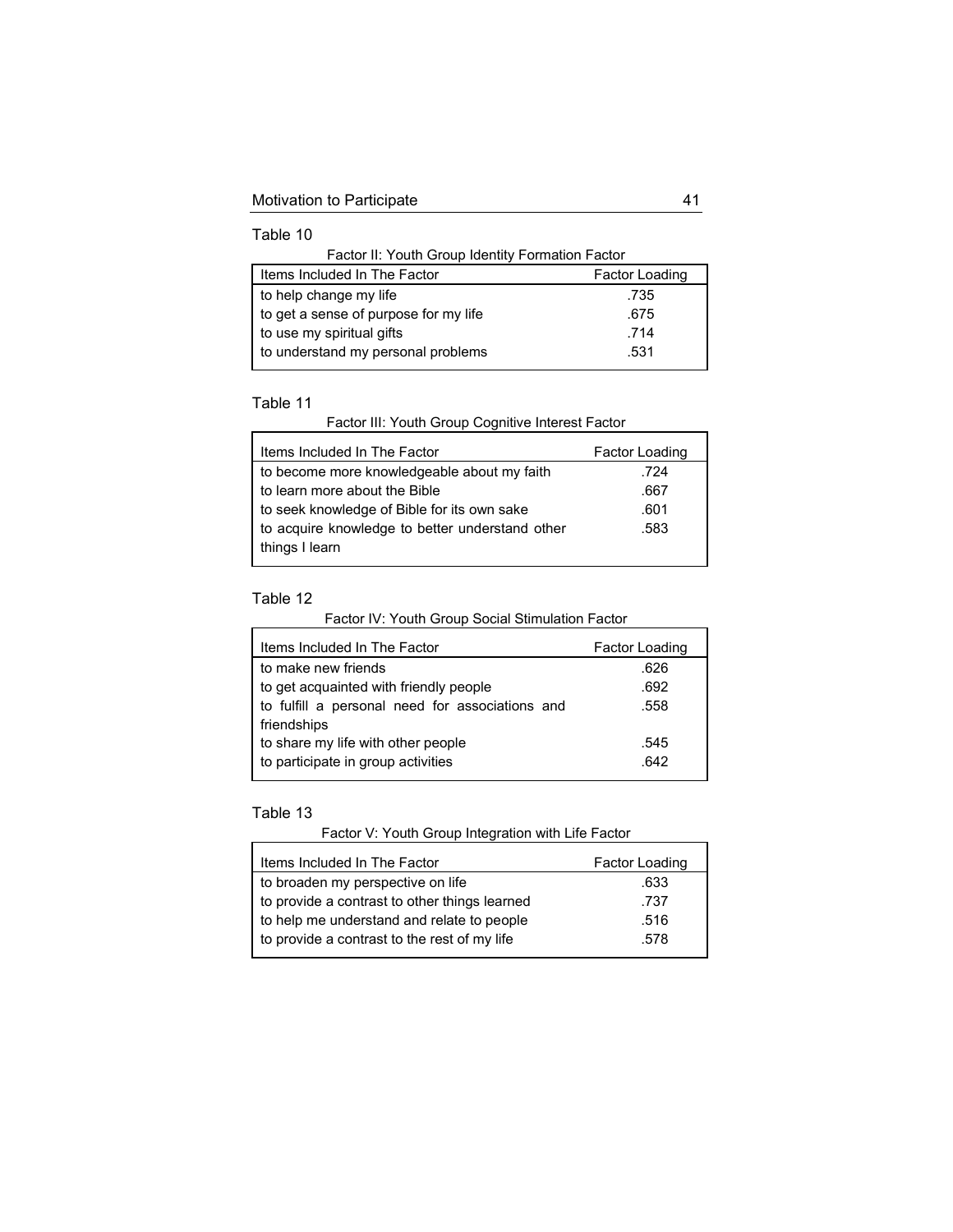Table 10

Factor II: Youth Group Identity Formation Factor

| Items Included In The Factor | Factor Loading |
| --- | --- |
| to help change my life | .735 |
| to get a sense of purpose for my life | .675 |
| to use my spiritual gifts | .714 |
| to understand my personal problems | .531 |

Table 11

Factor III: Youth Group Cognitive Interest Factor

| Items Included In The Factor | Factor Loading |
| --- | --- |
| to become more knowledgeable about my faith | .724 |
| to learn more about the Bible | .667 |
| to seek knowledge of Bible for its own sake | .601 |
| to acquire knowledge to better understand other things I learn | .583 |

Table 12

Factor IV: Youth Group Social Stimulation Factor

| Items Included In The Factor | Factor Loading |
| --- | --- |
| to make new friends | .626 |
| to get acquainted with friendly people | .692 |
| to fulfill a personal need for associations and friendships | .558 |
| to share my life with other people | .545 |
| to participate in group activities | .642 |

Table 13

Factor V: Youth Group Integration with Life Factor

| Items Included In The Factor | Factor Loading |
| --- | --- |
| to broaden my perspective on life | .633 |
| to provide a contrast to other things learned | .737 |
| to help me understand and relate to people | .516 |
| to provide a contrast to the rest of my life | .578 |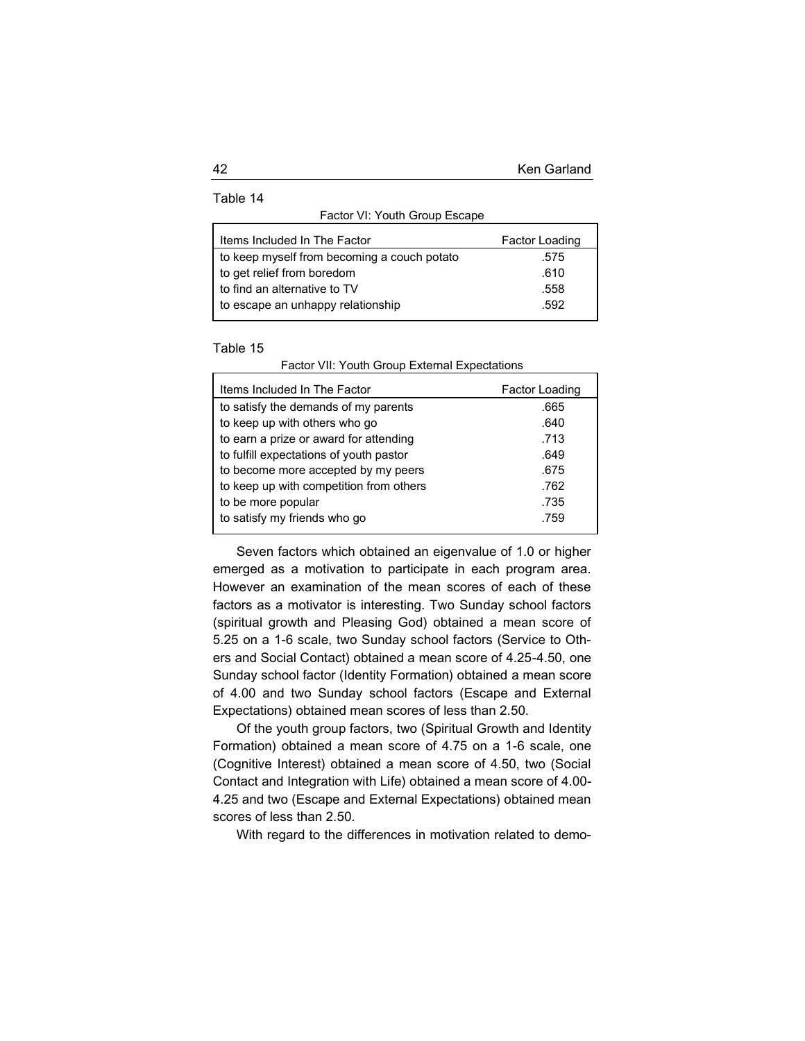Table 14

Factor VI: Youth Group Escape

| Items Included In The Factor | Factor Loading |
|---|---|
| to keep myself from becoming a couch potato | .575 |
| to get relief from boredom | .610 |
| to find an alternative to TV | .558 |
| to escape an unhappy relationship | .592 |

Table 15

Factor VII: Youth Group External Expectations

| Items Included In The Factor | Factor Loading |
|---|---|
| to satisfy the demands of my parents | .665 |
| to keep up with others who go | .640 |
| to earn a prize or award for attending | .713 |
| to fulfill expectations of youth pastor | .649 |
| to become more accepted by my peers | .675 |
| to keep up with competition from others | .762 |
| to be more popular | .735 |
| to satisfy my friends who go | .759 |

Seven factors which obtained an eigenvalue of 1.0 or higher emerged as a motivation to participate in each program area. However an examination of the mean scores of each of these factors as a motivator is interesting. Two Sunday school factors (spiritual growth and Pleasing God) obtained a mean score of 5.25 on a 1-6 scale, two Sunday school factors (Service to Others and Social Contact) obtained a mean score of 4.25-4.50, one Sunday school factor (Identity Formation) obtained a mean score of 4.00 and two Sunday school factors (Escape and External Expectations) obtained mean scores of less than 2.50.

Of the youth group factors, two (Spiritual Growth and Identity Formation) obtained a mean score of 4.75 on a 1-6 scale, one (Cognitive Interest) obtained a mean score of 4.50, two (Social Contact and Integration with Life) obtained a mean score of 4.00-4.25 and two (Escape and External Expectations) obtained mean scores of less than 2.50.

With regard to the differences in motivation related to demo-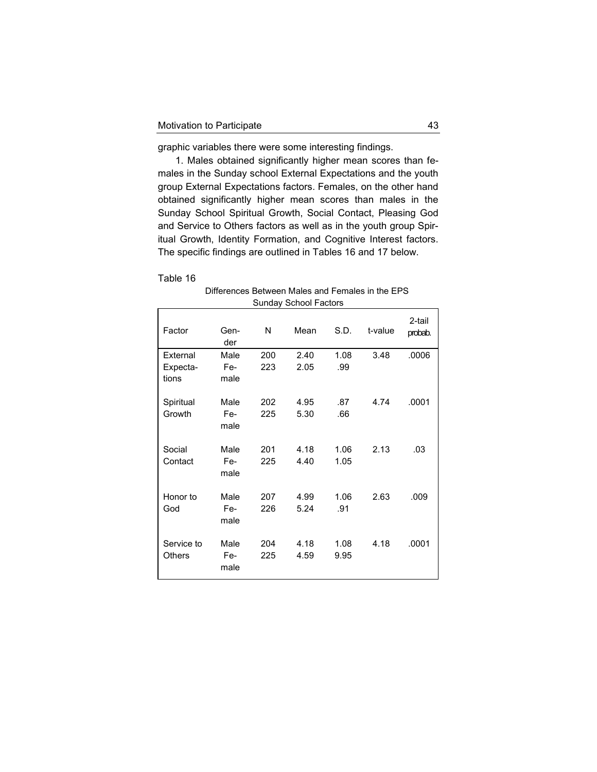graphic variables there were some interesting findings.

1. Males obtained significantly higher mean scores than females in the Sunday school External Expectations and the youth group External Expectations factors. Females, on the other hand obtained significantly higher mean scores than males in the Sunday School Spiritual Growth, Social Contact, Pleasing God and Service to Others factors as well as in the youth group Spiritual Growth, Identity Formation, and Cognitive Interest factors. The specific findings are outlined in Tables 16 and 17 below.

Table 16

Differences Between Males and Females in the EPS Sunday School Factors

| Factor | Gender | N | Mean | S.D. | t-value | 2-tail probab. |
|---|---|---|---|---|---|---|
| External Expectations | Male | 200 | 2.40 | 1.08 | 3.48 | .0006 |
| | Female | 223 | 2.05 | .99 | | |
| Spiritual Growth | Male | 202 | 4.95 | .87 | 4.74 | .0001 |
| | Female | 225 | 5.30 | .66 | | |
| Social Contact | Male | 201 | 4.18 | 1.06 | 2.13 | .03 |
| | Female | 225 | 4.40 | 1.05 | | |
| Honor to God | Male | 207 | 4.99 | 1.06 | 2.63 | .009 |
| | Female | 226 | 5.24 | .91 | | |
| Service to Others | Male | 204 | 4.18 | 1.08 | 4.18 | .0001 |
| | Female | 225 | 4.59 | 9.95 | | |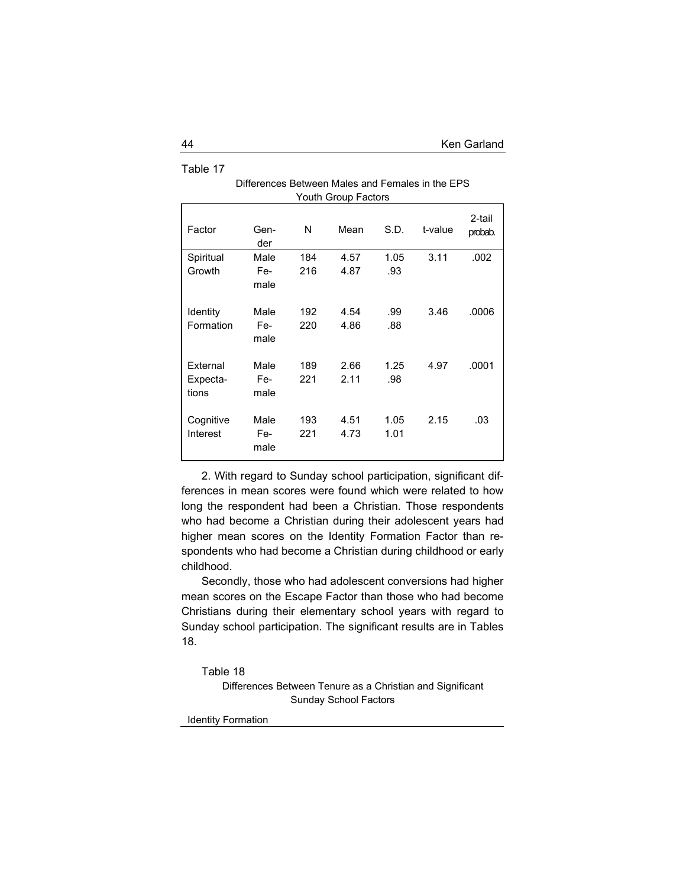Table 17

Differences Between Males and Females in the EPS Youth Group Factors

| Factor | Gender | N | Mean | S.D. | t-value | 2-tail probab. |
|---|---|---|---|---|---|---|
| Spiritual Growth | Male | 184 | 4.57 | 1.05 | 3.11 | .002 |
| | Female | 216 | 4.87 | .93 | | |
| Identity Formation | Male | 192 | 4.54 | .99 | 3.46 | .0006 |
| | Female | 220 | 4.86 | .88 | | |
| External Expectations | Male | 189 | 2.66 | 1.25 | 4.97 | .0001 |
| | Female | 221 | 2.11 | .98 | | |
| Cognitive Interest | Male | 193 | 4.51 | 1.05 | 2.15 | .03 |
| | Female | 221 | 4.73 | 1.01 | | |

2. With regard to Sunday school participation, significant differences in mean scores were found which were related to how long the respondent had been a Christian. Those respondents who had become a Christian during their adolescent years had higher mean scores on the Identity Formation Factor than respondents who had become a Christian during childhood or early childhood.

Secondly, those who had adolescent conversions had higher mean scores on the Escape Factor than those who had become Christians during their elementary school years with regard to Sunday school participation. The significant results are in Tables 18.

Table 18

Differences Between Tenure as a Christian and Significant Sunday School Factors

Identity Formation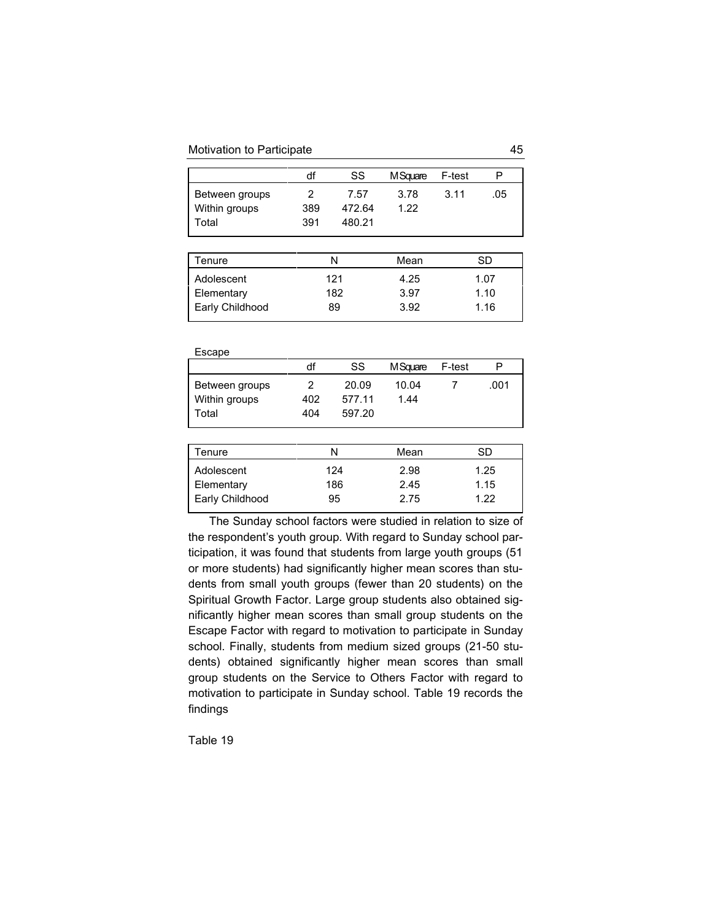| | df | SS | MSquare | F-test | P |
|---|---|---|---|---|---|
| Between groups | 2 | 7.57 | 3.78 | 3.11 | .05 |
| Within groups | 389 | 472.64 | 1.22 | | |
| Total | 391 | 480.21 | | | |

| Tenure | N | Mean | SD |
|---|---|---|---|
| Adolescent | 121 | 4.25 | 1.07 |
| Elementary | 182 | 3.97 | 1.10 |
| Early Childhood | 89 | 3.92 | 1.16 |

Escape

| | df | SS | MSquare | F-test | P |
|---|---|---|---|---|---|
| Between groups | 2 | 20.09 | 10.04 | 7 | .001 |
| Within groups | 402 | 577.11 | 1.44 | | |
| Total | 404 | 597.20 | | | |

| Tenure | N | Mean | SD |
|---|---|---|---|
| Adolescent | 124 | 2.98 | 1.25 |
| Elementary | 186 | 2.45 | 1.15 |
| Early Childhood | 95 | 2.75 | 1.22 |

The Sunday school factors were studied in relation to size of the respondent's youth group. With regard to Sunday school participation, it was found that students from large youth groups (51 or more students) had significantly higher mean scores than students from small youth groups (fewer than 20 students) on the Spiritual Growth Factor. Large group students also obtained significantly higher mean scores than small group students on the Escape Factor with regard to motivation to participate in Sunday school. Finally, students from medium sized groups (21-50 students) obtained significantly higher mean scores than small group students on the Service to Others Factor with regard to motivation to participate in Sunday school. Table 19 records the findings

Table 19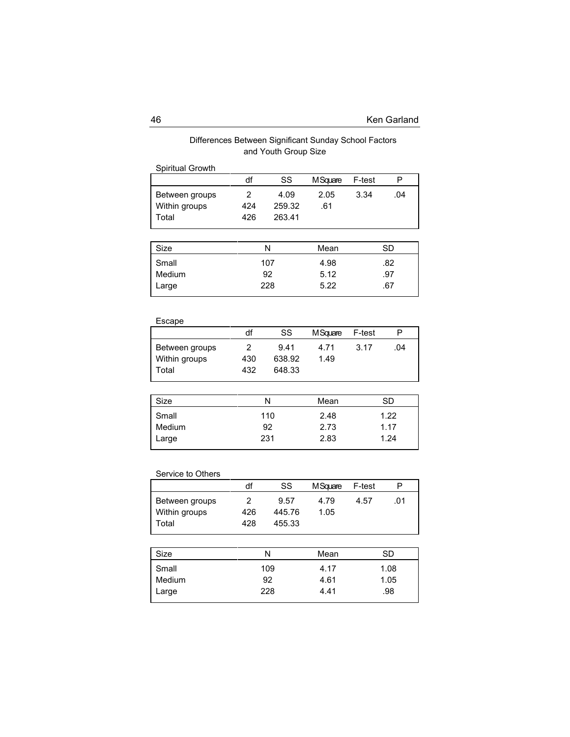Differences Between Significant Sunday School Factors and Youth Group Size

Spiritual Growth

| | df | SS | MSquare | F-test | P |
|---|---|---|---|---|---|
| Between groups | 2 | 4.09 | 2.05 | 3.34 | .04 |
| Within groups | 424 | 259.32 | .61 | | |
| Total | 426 | 263.41 | | | |

| Size | N | Mean | SD |
|---|---|---|---|
| Small | 107 | 4.98 | .82 |
| Medium | 92 | 5.12 | .97 |
| Large | 228 | 5.22 | .67 |

Escape

| | df | SS | MSquare | F-test | P |
|---|---|---|---|---|---|
| Between groups | 2 | 9.41 | 4.71 | 3.17 | .04 |
| Within groups | 430 | 638.92 | 1.49 | | |
| Total | 432 | 648.33 | | | |

| Size | N | Mean | SD |
|---|---|---|---|
| Small | 110 | 2.48 | 1.22 |
| Medium | 92 | 2.73 | 1.17 |
| Large | 231 | 2.83 | 1.24 |

Service to Others

| | df | SS | MSquare | F-test | P |
|---|---|---|---|---|---|
| Between groups | 2 | 9.57 | 4.79 | 4.57 | .01 |
| Within groups | 426 | 445.76 | 1.05 | | |
| Total | 428 | 455.33 | | | |

| Size | N | Mean | SD |
|---|---|---|---|
| Small | 109 | 4.17 | 1.08 |
| Medium | 92 | 4.61 | 1.05 |
| Large | 228 | 4.41 | .98 |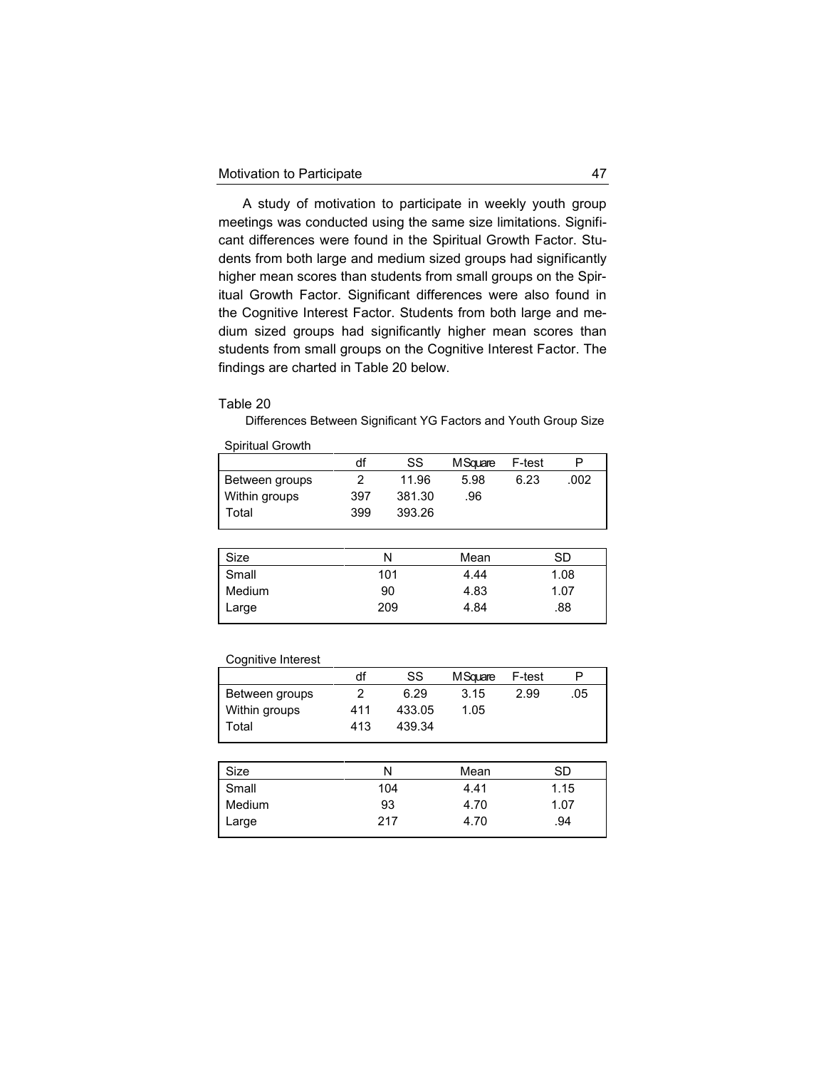A study of motivation to participate in weekly youth group meetings was conducted using the same size limitations. Significant differences were found in the Spiritual Growth Factor. Students from both large and medium sized groups had significantly higher mean scores than students from small groups on the Spiritual Growth Factor. Significant differences were also found in the Cognitive Interest Factor. Students from both large and medium sized groups had significantly higher mean scores than students from small groups on the Cognitive Interest Factor. The findings are charted in Table 20 below.

Table 20

Differences Between Significant YG Factors and Youth Group Size

Spiritual Growth

| | df | SS | M Square | F-test | P |
|---|---|---|---|---|---|
| Between groups | 2 | 11.96 | 5.98 | 6.23 | .002 |
| Within groups | 397 | 381.30 | .96 | | |
| Total | 399 | 393.26 | | | |

| Size | N | Mean | SD |
|---|---|---|---|
| Small | 101 | 4.44 | 1.08 |
| Medium | 90 | 4.83 | 1.07 |
| Large | 209 | 4.84 | .88 |

Cognitive Interest

| | df | SS | M Square | F-test | P |
|---|---|---|---|---|---|
| Between groups | 2 | 6.29 | 3.15 | 2.99 | .05 |
| Within groups | 411 | 433.05 | 1.05 | | |
| Total | 413 | 439.34 | | | |

| Size | N | Mean | SD |
|---|---|---|---|
| Small | 104 | 4.41 | 1.15 |
| Medium | 93 | 4.70 | 1.07 |
| Large | 217 | 4.70 | .94 |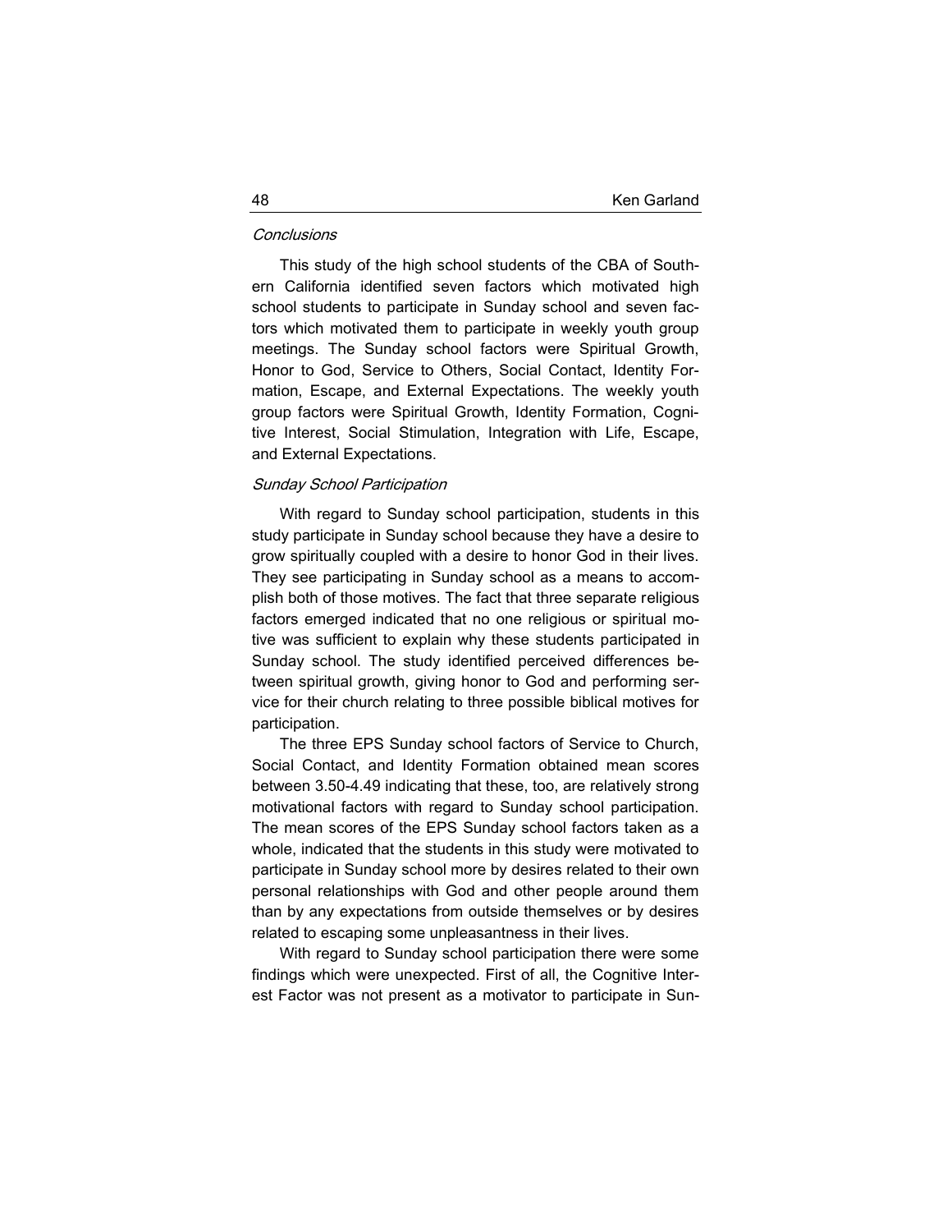*Conclusions*

This study of the high school students of the CBA of Southern California identified seven factors which motivated high school students to participate in Sunday school and seven factors which motivated them to participate in weekly youth group meetings. The Sunday school factors were Spiritual Growth, Honor to God, Service to Others, Social Contact, Identity Formation, Escape, and External Expectations. The weekly youth group factors were Spiritual Growth, Identity Formation, Cognitive Interest, Social Stimulation, Integration with Life, Escape, and External Expectations.

*Sunday School Participation*

With regard to Sunday school participation, students in this study participate in Sunday school because they have a desire to grow spiritually coupled with a desire to honor God in their lives. They see participating in Sunday school as a means to accomplish both of those motives. The fact that three separate religious factors emerged indicated that no one religious or spiritual motive was sufficient to explain why these students participated in Sunday school. The study identified perceived differences between spiritual growth, giving honor to God and performing service for their church relating to three possible biblical motives for participation.

The three EPS Sunday school factors of Service to Church, Social Contact, and Identity Formation obtained mean scores between 3.50-4.49 indicating that these, too, are relatively strong motivational factors with regard to Sunday school participation. The mean scores of the EPS Sunday school factors taken as a whole, indicated that the students in this study were motivated to participate in Sunday school more by desires related to their own personal relationships with God and other people around them than by any expectations from outside themselves or by desires related to escaping some unpleasantness in their lives.

With regard to Sunday school participation there were some findings which were unexpected. First of all, the Cognitive Interest Factor was not present as a motivator to participate in Sun-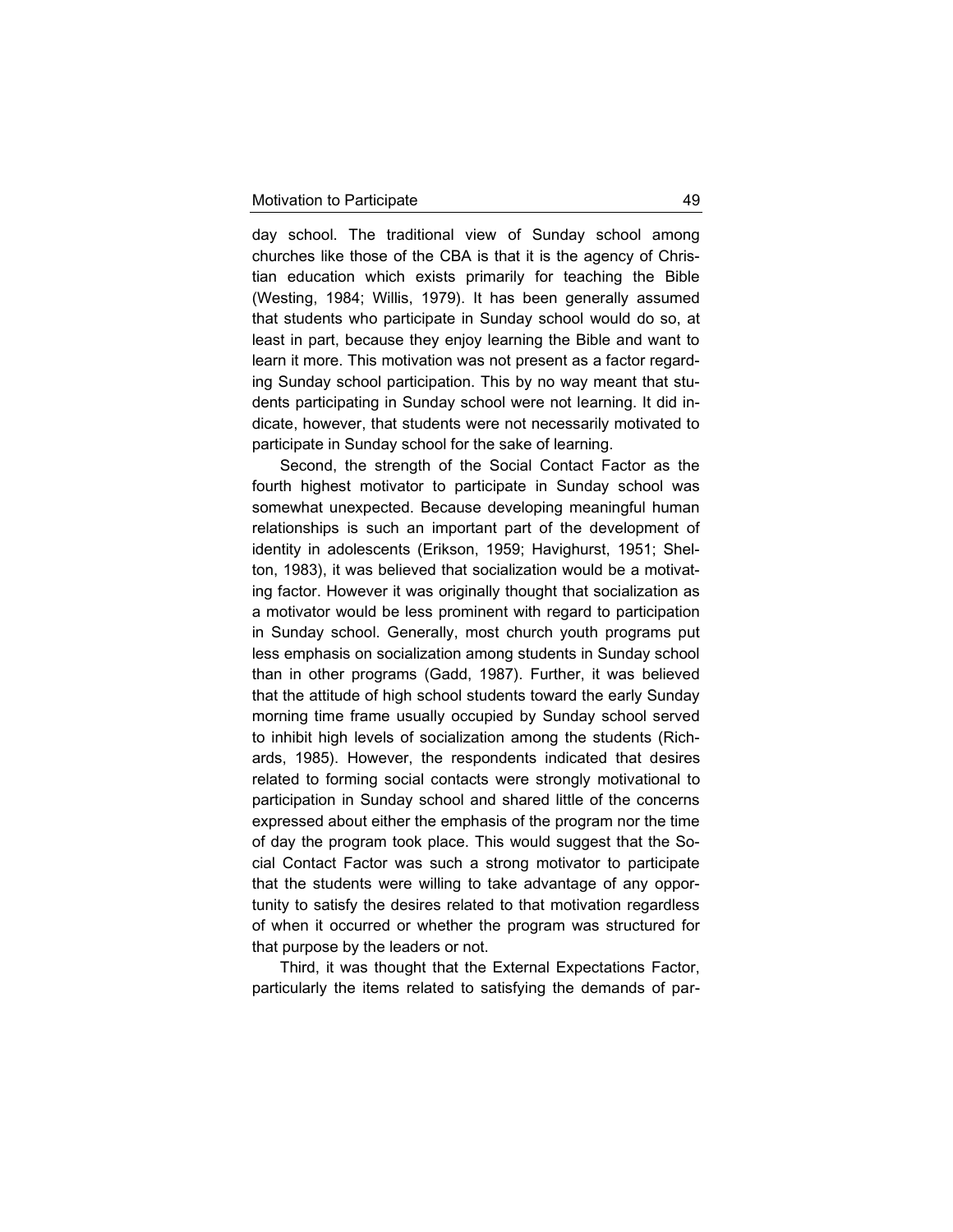day school. The traditional view of Sunday school among churches like those of the CBA is that it is the agency of Christian education which exists primarily for teaching the Bible (Westing, 1984; Willis, 1979). It has been generally assumed that students who participate in Sunday school would do so, at least in part, because they enjoy learning the Bible and want to learn it more. This motivation was not present as a factor regarding Sunday school participation. This by no way meant that students participating in Sunday school were not learning. It did indicate, however, that students were not necessarily motivated to participate in Sunday school for the sake of learning.

Second, the strength of the Social Contact Factor as the fourth highest motivator to participate in Sunday school was somewhat unexpected. Because developing meaningful human relationships is such an important part of the development of identity in adolescents (Erikson, 1959; Havighurst, 1951; Shelton, 1983), it was believed that socialization would be a motivating factor. However it was originally thought that socialization as a motivator would be less prominent with regard to participation in Sunday school. Generally, most church youth programs put less emphasis on socialization among students in Sunday school than in other programs (Gadd, 1987). Further, it was believed that the attitude of high school students toward the early Sunday morning time frame usually occupied by Sunday school served to inhibit high levels of socialization among the students (Richards, 1985). However, the respondents indicated that desires related to forming social contacts were strongly motivational to participation in Sunday school and shared little of the concerns expressed about either the emphasis of the program nor the time of day the program took place. This would suggest that the Social Contact Factor was such a strong motivator to participate that the students were willing to take advantage of any opportunity to satisfy the desires related to that motivation regardless of when it occurred or whether the program was structured for that purpose by the leaders or not.

Third, it was thought that the External Expectations Factor, particularly the items related to satisfying the demands of par-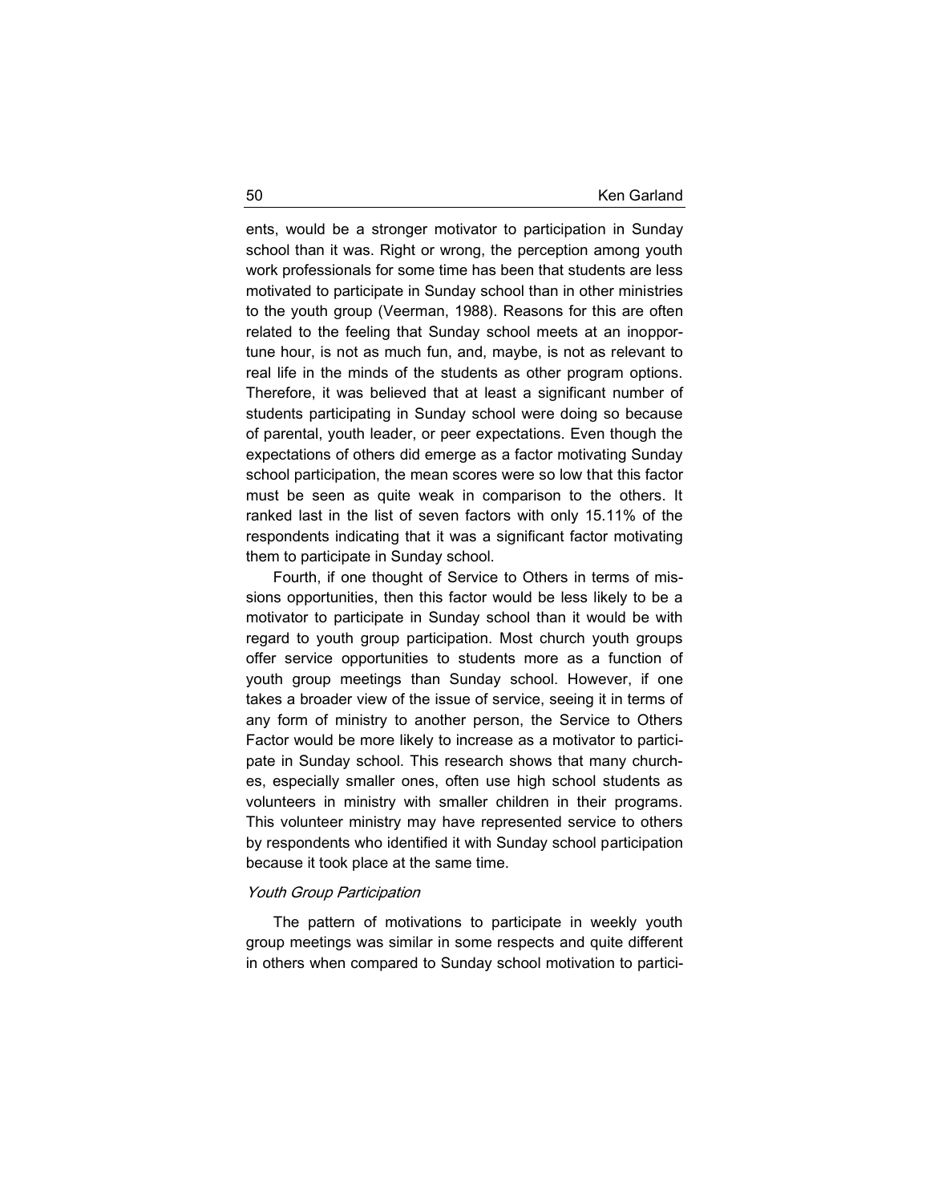ents, would be a stronger motivator to participation in Sunday school than it was. Right or wrong, the perception among youth work professionals for some time has been that students are less motivated to participate in Sunday school than in other ministries to the youth group (Veerman, 1988). Reasons for this are often related to the feeling that Sunday school meets at an inopportune hour, is not as much fun, and, maybe, is not as relevant to real life in the minds of the students as other program options. Therefore, it was believed that at least a significant number of students participating in Sunday school were doing so because of parental, youth leader, or peer expectations. Even though the expectations of others did emerge as a factor motivating Sunday school participation, the mean scores were so low that this factor must be seen as quite weak in comparison to the others. It ranked last in the list of seven factors with only 15.11% of the respondents indicating that it was a significant factor motivating them to participate in Sunday school.

Fourth, if one thought of Service to Others in terms of missions opportunities, then this factor would be less likely to be a motivator to participate in Sunday school than it would be with regard to youth group participation. Most church youth groups offer service opportunities to students more as a function of youth group meetings than Sunday school. However, if one takes a broader view of the issue of service, seeing it in terms of any form of ministry to another person, the Service to Others Factor would be more likely to increase as a motivator to participate in Sunday school. This research shows that many churches, especially smaller ones, often use high school students as volunteers in ministry with smaller children in their programs. This volunteer ministry may have represented service to others by respondents who identified it with Sunday school participation because it took place at the same time.

### *Youth Group Participation*

The pattern of motivations to participate in weekly youth group meetings was similar in some respects and quite different in others when compared to Sunday school motivation to partici-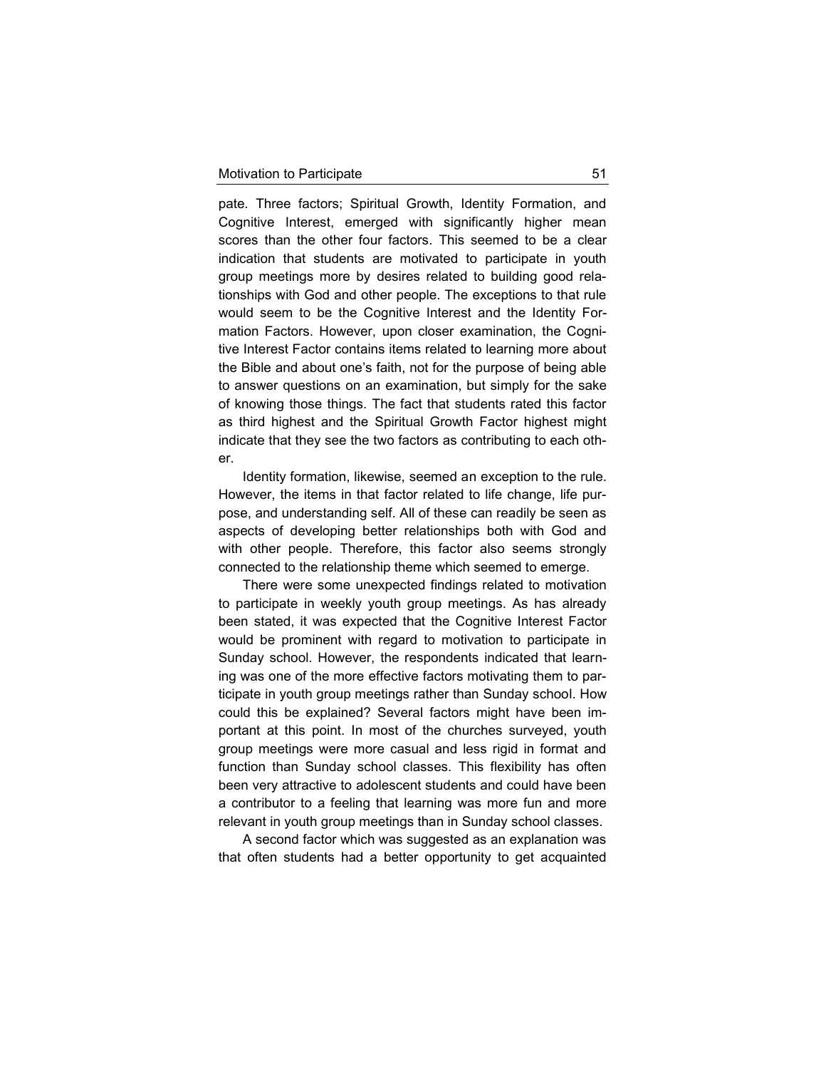pate. Three factors; Spiritual Growth, Identity Formation, and Cognitive Interest, emerged with significantly higher mean scores than the other four factors. This seemed to be a clear indication that students are motivated to participate in youth group meetings more by desires related to building good relationships with God and other people. The exceptions to that rule would seem to be the Cognitive Interest and the Identity Formation Factors. However, upon closer examination, the Cognitive Interest Factor contains items related to learning more about the Bible and about one's faith, not for the purpose of being able to answer questions on an examination, but simply for the sake of knowing those things. The fact that students rated this factor as third highest and the Spiritual Growth Factor highest might indicate that they see the two factors as contributing to each other.

Identity formation, likewise, seemed an exception to the rule. However, the items in that factor related to life change, life purpose, and understanding self. All of these can readily be seen as aspects of developing better relationships both with God and with other people. Therefore, this factor also seems strongly connected to the relationship theme which seemed to emerge.

There were some unexpected findings related to motivation to participate in weekly youth group meetings. As has already been stated, it was expected that the Cognitive Interest Factor would be prominent with regard to motivation to participate in Sunday school. However, the respondents indicated that learning was one of the more effective factors motivating them to participate in youth group meetings rather than Sunday school. How could this be explained? Several factors might have been important at this point. In most of the churches surveyed, youth group meetings were more casual and less rigid in format and function than Sunday school classes. This flexibility has often been very attractive to adolescent students and could have been a contributor to a feeling that learning was more fun and more relevant in youth group meetings than in Sunday school classes.

A second factor which was suggested as an explanation was that often students had a better opportunity to get acquainted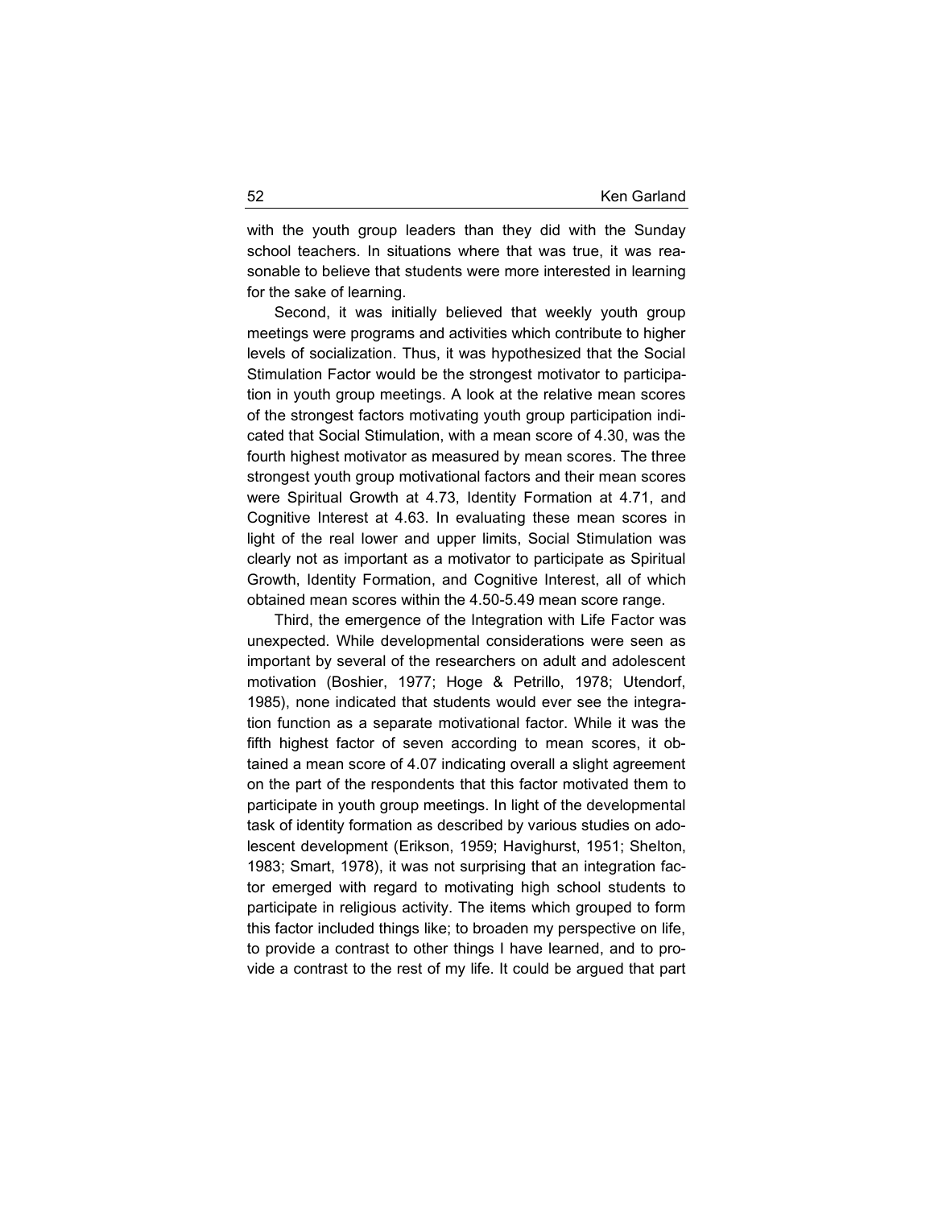with the youth group leaders than they did with the Sunday school teachers. In situations where that was true, it was reasonable to believe that students were more interested in learning for the sake of learning.

Second, it was initially believed that weekly youth group meetings were programs and activities which contribute to higher levels of socialization. Thus, it was hypothesized that the Social Stimulation Factor would be the strongest motivator to participation in youth group meetings. A look at the relative mean scores of the strongest factors motivating youth group participation indicated that Social Stimulation, with a mean score of 4.30, was the fourth highest motivator as measured by mean scores. The three strongest youth group motivational factors and their mean scores were Spiritual Growth at 4.73, Identity Formation at 4.71, and Cognitive Interest at 4.63. In evaluating these mean scores in light of the real lower and upper limits, Social Stimulation was clearly not as important as a motivator to participate as Spiritual Growth, Identity Formation, and Cognitive Interest, all of which obtained mean scores within the 4.50-5.49 mean score range.

Third, the emergence of the Integration with Life Factor was unexpected. While developmental considerations were seen as important by several of the researchers on adult and adolescent motivation (Boshier, 1977; Hoge & Petrillo, 1978; Utendorf, 1985), none indicated that students would ever see the integration function as a separate motivational factor. While it was the fifth highest factor of seven according to mean scores, it obtained a mean score of 4.07 indicating overall a slight agreement on the part of the respondents that this factor motivated them to participate in youth group meetings. In light of the developmental task of identity formation as described by various studies on adolescent development (Erikson, 1959; Havighurst, 1951; Shelton, 1983; Smart, 1978), it was not surprising that an integration factor emerged with regard to motivating high school students to participate in religious activity. The items which grouped to form this factor included things like; to broaden my perspective on life, to provide a contrast to other things I have learned, and to provide a contrast to the rest of my life. It could be argued that part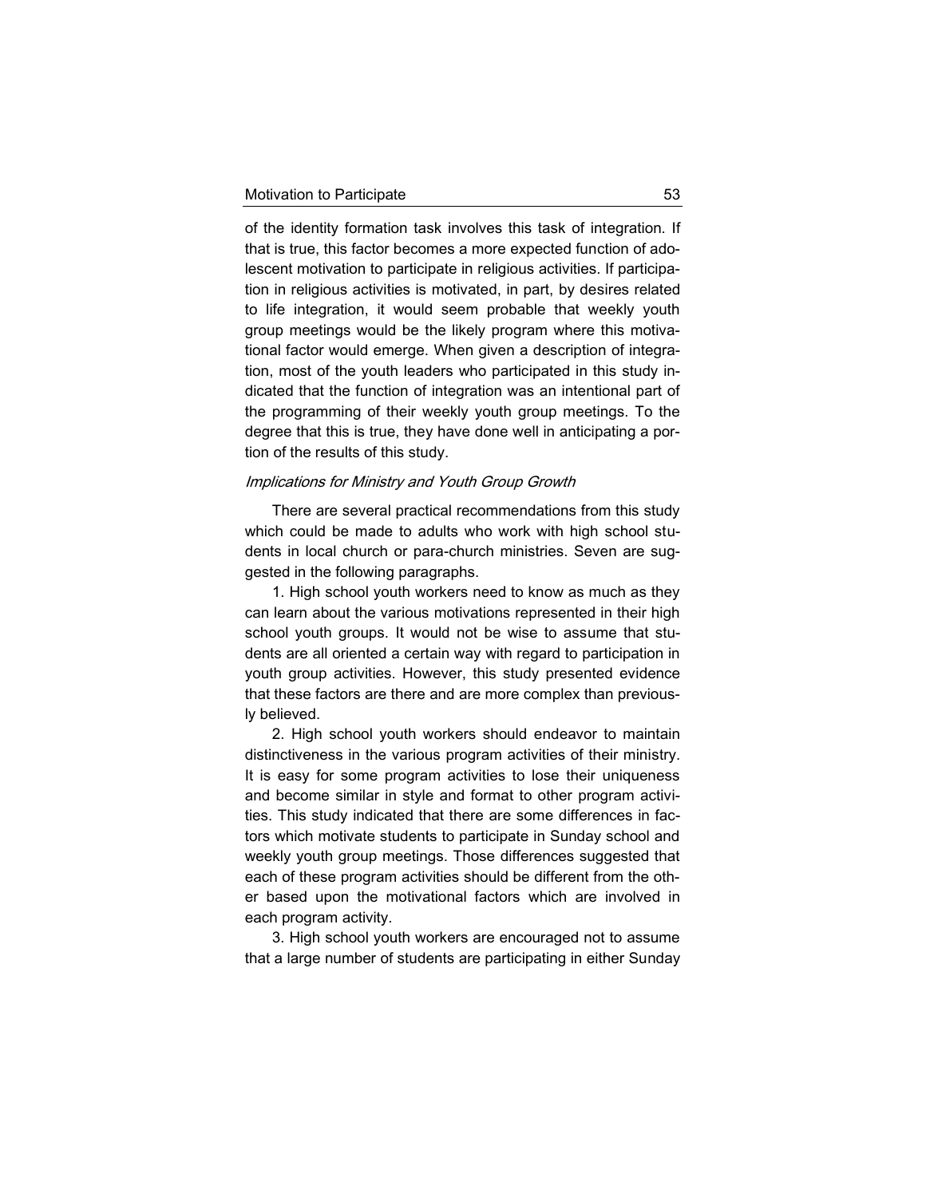of the identity formation task involves this task of integration. If that is true, this factor becomes a more expected function of adolescent motivation to participate in religious activities. If participation in religious activities is motivated, in part, by desires related to life integration, it would seem probable that weekly youth group meetings would be the likely program where this motivational factor would emerge. When given a description of integration, most of the youth leaders who participated in this study indicated that the function of integration was an intentional part of the programming of their weekly youth group meetings. To the degree that this is true, they have done well in anticipating a portion of the results of this study.

### *Implications for Ministry and Youth Group Growth*

There are several practical recommendations from this study which could be made to adults who work with high school students in local church or para-church ministries. Seven are suggested in the following paragraphs.

1. High school youth workers need to know as much as they can learn about the various motivations represented in their high school youth groups. It would not be wise to assume that students are all oriented a certain way with regard to participation in youth group activities. However, this study presented evidence that these factors are there and are more complex than previously believed.

2. High school youth workers should endeavor to maintain distinctiveness in the various program activities of their ministry. It is easy for some program activities to lose their uniqueness and become similar in style and format to other program activities. This study indicated that there are some differences in factors which motivate students to participate in Sunday school and weekly youth group meetings. Those differences suggested that each of these program activities should be different from the other based upon the motivational factors which are involved in each program activity.

3. High school youth workers are encouraged not to assume that a large number of students are participating in either Sunday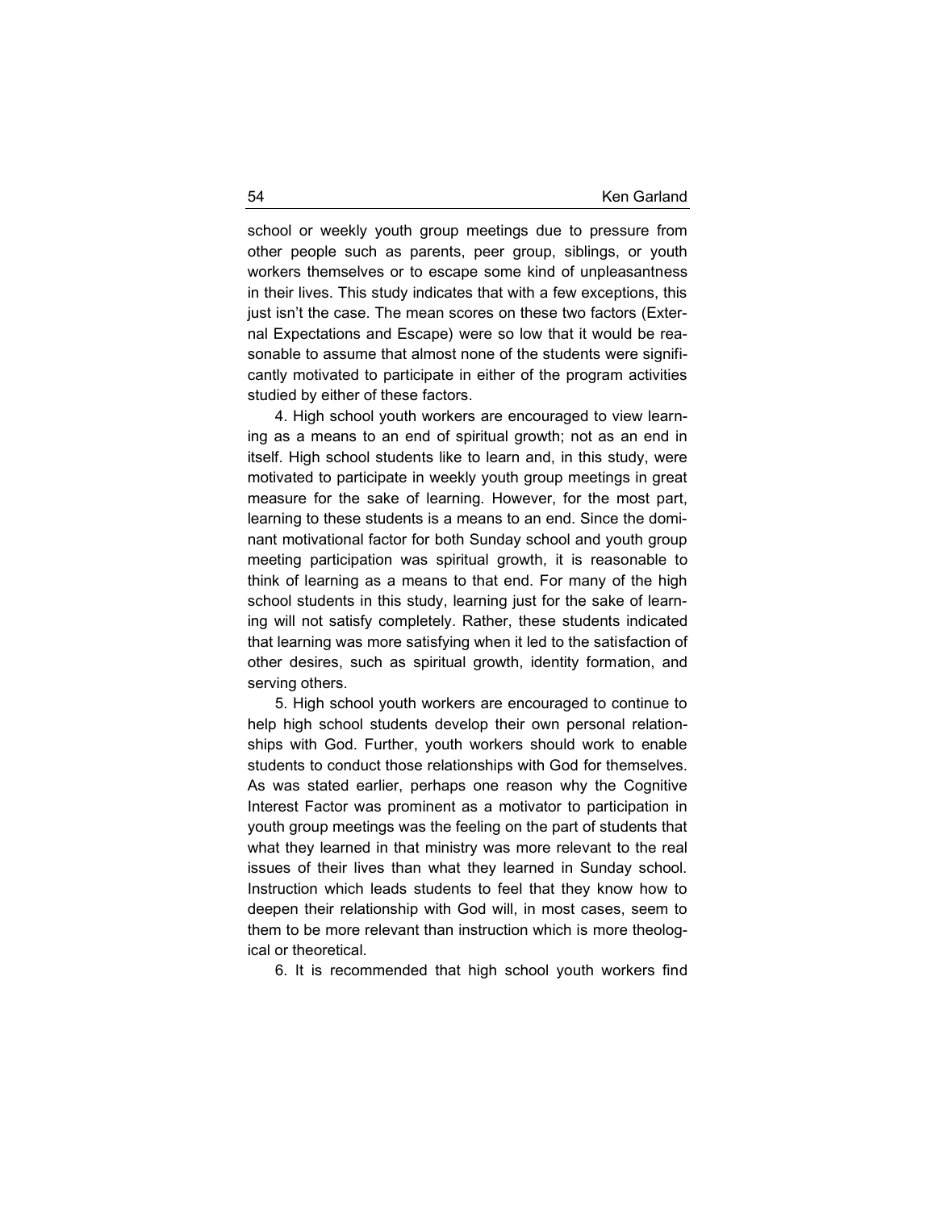school or weekly youth group meetings due to pressure from other people such as parents, peer group, siblings, or youth workers themselves or to escape some kind of unpleasantness in their lives. This study indicates that with a few exceptions, this just isn't the case. The mean scores on these two factors (External Expectations and Escape) were so low that it would be reasonable to assume that almost none of the students were significantly motivated to participate in either of the program activities studied by either of these factors.

4. High school youth workers are encouraged to view learning as a means to an end of spiritual growth; not as an end in itself. High school students like to learn and, in this study, were motivated to participate in weekly youth group meetings in great measure for the sake of learning. However, for the most part, learning to these students is a means to an end. Since the dominant motivational factor for both Sunday school and youth group meeting participation was spiritual growth, it is reasonable to think of learning as a means to that end. For many of the high school students in this study, learning just for the sake of learning will not satisfy completely. Rather, these students indicated that learning was more satisfying when it led to the satisfaction of other desires, such as spiritual growth, identity formation, and serving others.

5. High school youth workers are encouraged to continue to help high school students develop their own personal relationships with God. Further, youth workers should work to enable students to conduct those relationships with God for themselves. As was stated earlier, perhaps one reason why the Cognitive Interest Factor was prominent as a motivator to participation in youth group meetings was the feeling on the part of students that what they learned in that ministry was more relevant to the real issues of their lives than what they learned in Sunday school. Instruction which leads students to feel that they know how to deepen their relationship with God will, in most cases, seem to them to be more relevant than instruction which is more theological or theoretical.

6. It is recommended that high school youth workers find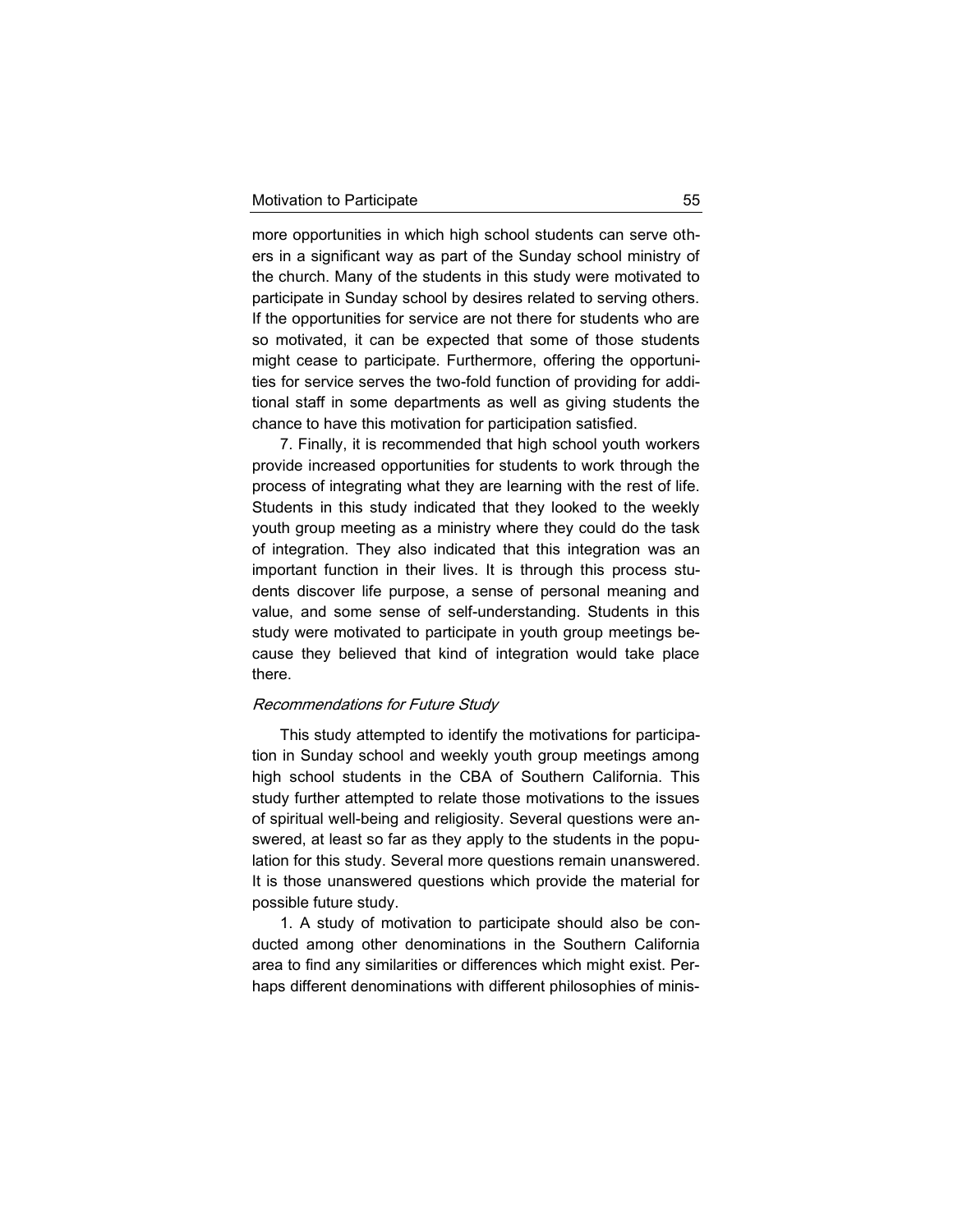more opportunities in which high school students can serve others in a significant way as part of the Sunday school ministry of the church. Many of the students in this study were motivated to participate in Sunday school by desires related to serving others. If the opportunities for service are not there for students who are so motivated, it can be expected that some of those students might cease to participate. Furthermore, offering the opportunities for service serves the two-fold function of providing for additional staff in some departments as well as giving students the chance to have this motivation for participation satisfied.

7. Finally, it is recommended that high school youth workers provide increased opportunities for students to work through the process of integrating what they are learning with the rest of life. Students in this study indicated that they looked to the weekly youth group meeting as a ministry where they could do the task of integration. They also indicated that this integration was an important function in their lives. It is through this process students discover life purpose, a sense of personal meaning and value, and some sense of self-understanding. Students in this study were motivated to participate in youth group meetings because they believed that kind of integration would take place there.

*Recommendations for Future Study*

This study attempted to identify the motivations for participation in Sunday school and weekly youth group meetings among high school students in the CBA of Southern California. This study further attempted to relate those motivations to the issues of spiritual well-being and religiosity. Several questions were answered, at least so far as they apply to the students in the population for this study. Several more questions remain unanswered. It is those unanswered questions which provide the material for possible future study.

1. A study of motivation to participate should also be conducted among other denominations in the Southern California area to find any similarities or differences which might exist. Perhaps different denominations with different philosophies of minis-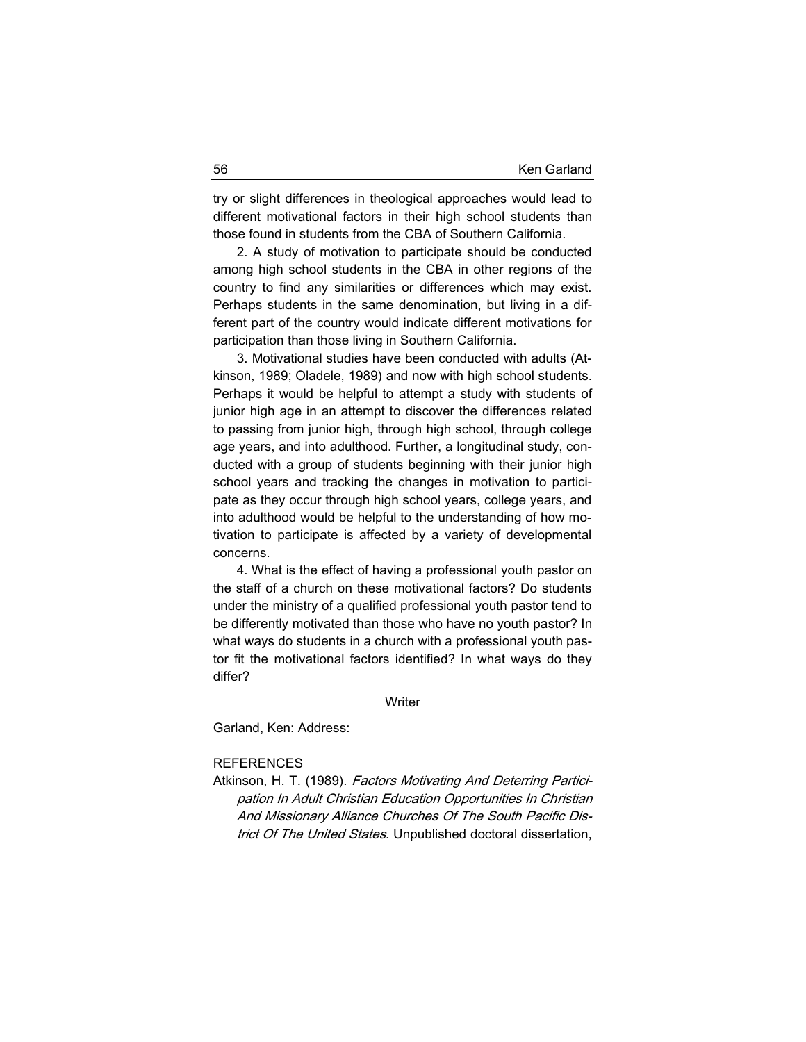try or slight differences in theological approaches would lead to different motivational factors in their high school students than those found in students from the CBA of Southern California.

2. A study of motivation to participate should be conducted among high school students in the CBA in other regions of the country to find any similarities or differences which may exist. Perhaps students in the same denomination, but living in a different part of the country would indicate different motivations for participation than those living in Southern California.

3. Motivational studies have been conducted with adults (Atkinson, 1989; Oladele, 1989) and now with high school students. Perhaps it would be helpful to attempt a study with students of junior high age in an attempt to discover the differences related to passing from junior high, through high school, through college age years, and into adulthood. Further, a longitudinal study, conducted with a group of students beginning with their junior high school years and tracking the changes in motivation to participate as they occur through high school years, college years, and into adulthood would be helpful to the understanding of how motivation to participate is affected by a variety of developmental concerns.

4. What is the effect of having a professional youth pastor on the staff of a church on these motivational factors? Do students under the ministry of a qualified professional youth pastor tend to be differently motivated than those who have no youth pastor? In what ways do students in a church with a professional youth pastor fit the motivational factors identified? In what ways do they differ?

Writer

Garland, Ken: Address:

REFERENCES

Atkinson, H. T. (1989). *Factors Motivating And Deterring Participation In Adult Christian Education Opportunities In Christian And Missionary Alliance Churches Of The South Pacific District Of The United States*. Unpublished doctoral dissertation,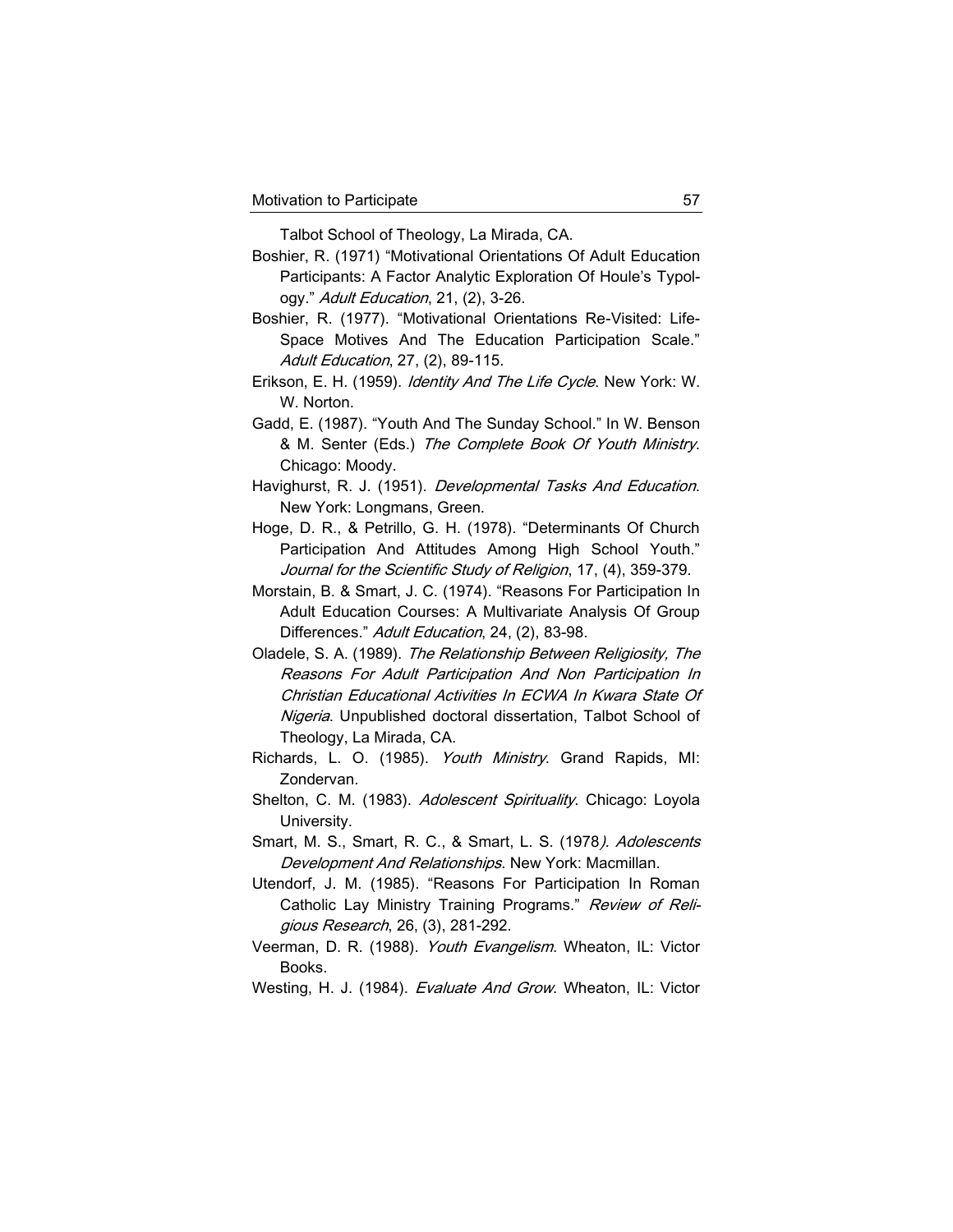Talbot School of Theology, La Mirada, CA.

Boshier, R. (1971) “Motivational Orientations Of Adult Education Participants: A Factor Analytic Exploration Of Houle’s Typology.” *Adult Education*, 21, (2), 3-26.

Boshier, R. (1977). “Motivational Orientations Re-Visited: Life-Space Motives And The Education Participation Scale.” *Adult Education*, 27, (2), 89-115.

Erikson, E. H. (1959). *Identity And The Life Cycle*. New York: W. W. Norton.

Gadd, E. (1987). “Youth And The Sunday School.” In W. Benson & M. Senter (Eds.) *The Complete Book Of Youth Ministry*. Chicago: Moody.

Havighurst, R. J. (1951). *Developmental Tasks And Education*. New York: Longmans, Green.

Hoge, D. R., & Petrillo, G. H. (1978). “Determinants Of Church Participation And Attitudes Among High School Youth.” *Journal for the Scientific Study of Religion*, 17, (4), 359-379.

Morstain, B. & Smart, J. C. (1974). “Reasons For Participation In Adult Education Courses: A Multivariate Analysis Of Group Differences.” *Adult Education*, 24, (2), 83-98.

Oladele, S. A. (1989). *The Relationship Between Religiosity, The Reasons For Adult Participation And Non Participation In Christian Educational Activities In ECWA In Kwara State Of Nigeria*. Unpublished doctoral dissertation, Talbot School of Theology, La Mirada, CA.

Richards, L. O. (1985). *Youth Ministry*. Grand Rapids, MI: Zondervan.

Shelton, C. M. (1983). *Adolescent Spirituality*. Chicago: Loyola University.

Smart, M. S., Smart, R. C., & Smart, L. S. (1978*). Adolescents Development And Relationships*. New York: Macmillan.

Utendorf, J. M. (1985). “Reasons For Participation In Roman Catholic Lay Ministry Training Programs.” *Review of Religious Research*, 26, (3), 281-292.

Veerman, D. R. (1988). *Youth Evangelism*. Wheaton, IL: Victor Books.

Westing, H. J. (1984). *Evaluate And Grow*. Wheaton, IL: Victor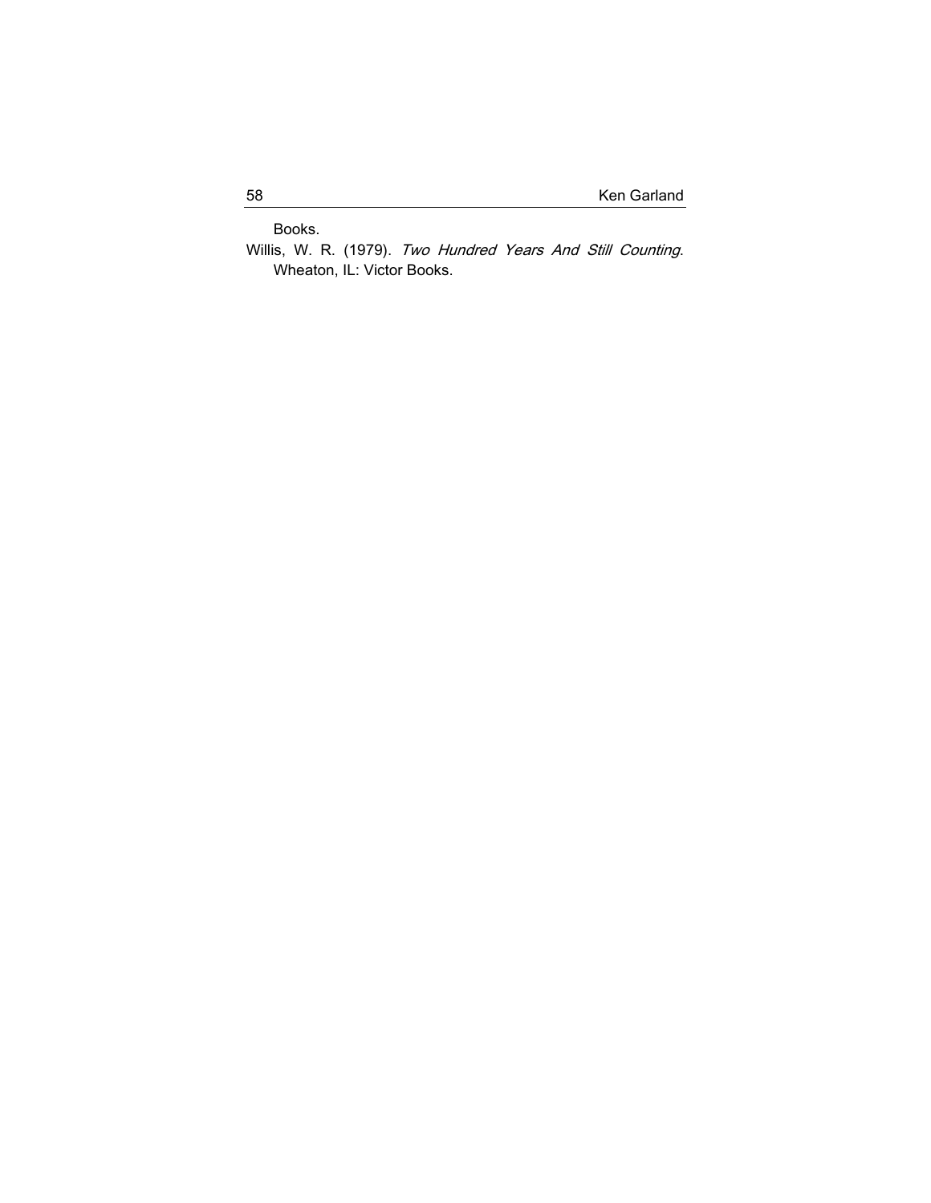Books.

Willis, W. R. (1979). *Two Hundred Years And Still Counting*. Wheaton, IL: Victor Books.